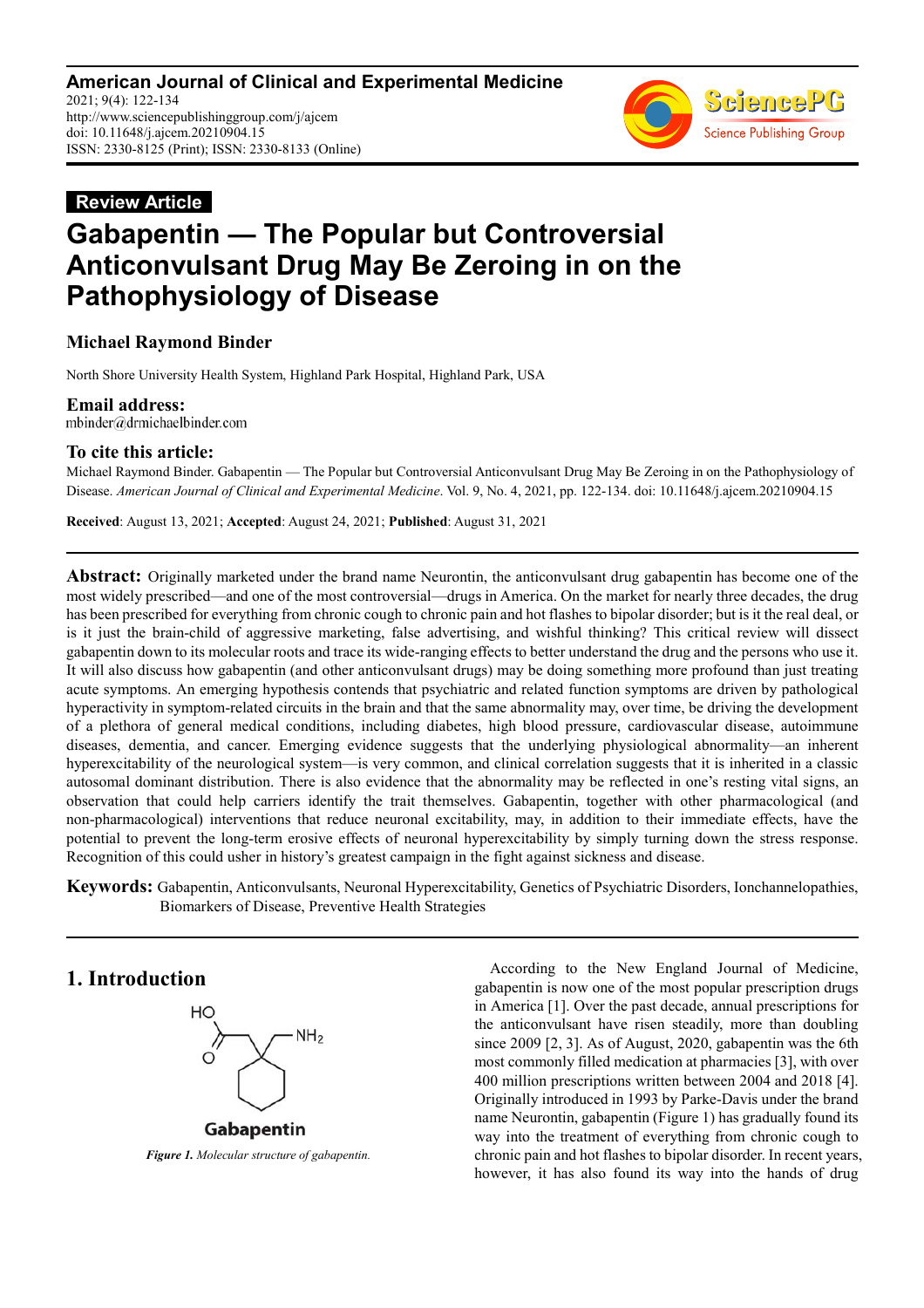**American Journal of Clinical and Experimental Medicine**
2021; 9(4): 122-134
http://www.sciencepublishinggroup.com/j/ajcem
doi: 10.11648/j.ajcem.20210904.15
ISSN: 2330-8125 (Print); ISSN: 2330-8133 (Online)

**Review Article**

# Gabapentin — The Popular but Controversial Anticonvulsant Drug May Be Zeroing in on the Pathophysiology of Disease

**Michael Raymond Binder**

North Shore University Health System, Highland Park Hospital, Highland Park, USA

**Email address:**
mbinder@drmichaelbinder.com

**To cite this article:**
Michael Raymond Binder. Gabapentin — The Popular but Controversial Anticonvulsant Drug May Be Zeroing in on the Pathophysiology of Disease. *American Journal of Clinical and Experimental Medicine*. Vol. 9, No. 4, 2021, pp. 122-134. doi: 10.11648/j.ajcem.20210904.15

**Received**: August 13, 2021; **Accepted**: August 24, 2021; **Published**: August 31, 2021

---

**Abstract:** Originally marketed under the brand name Neurontin, the anticonvulsant drug gabapentin has become one of the most widely prescribed—and one of the most controversial—drugs in America. On the market for nearly three decades, the drug has been prescribed for everything from chronic cough to chronic pain and hot flashes to bipolar disorder; but is it the real deal, or is it just the brain-child of aggressive marketing, false advertising, and wishful thinking? This critical review will dissect gabapentin down to its molecular roots and trace its wide-ranging effects to better understand the drug and the persons who use it. It will also discuss how gabapentin (and other anticonvulsant drugs) may be doing something more profound than just treating acute symptoms. An emerging hypothesis contends that psychiatric and related function symptoms are driven by pathological hyperactivity in symptom-related circuits in the brain and that the same abnormality may, over time, be driving the development of a plethora of general medical conditions, including diabetes, high blood pressure, cardiovascular disease, autoimmune diseases, dementia, and cancer. Emerging evidence suggests that the underlying physiological abnormality—an inherent hyperexcitability of the neurological system—is very common, and clinical correlation suggests that it is inherited in a classic autosomal dominant distribution. There is also evidence that the abnormality may be reflected in one's resting vital signs, an observation that could help carriers identify the trait themselves. Gabapentin, together with other pharmacological (and non-pharmacological) interventions that reduce neuronal excitability, may, in addition to their immediate effects, have the potential to prevent the long-term erosive effects of neuronal hyperexcitability by simply turning down the stress response. Recognition of this could usher in history's greatest campaign in the fight against sickness and disease.

**Keywords:** Gabapentin, Anticonvulsants, Neuronal Hyperexcitability, Genetics of Psychiatric Disorders, Ionchannelopathies, Biomarkers of Disease, Preventive Health Strategies

---

## 1. Introduction

*Figure 1. Molecular structure of gabapentin.*

According to the New England Journal of Medicine, gabapentin is now one of the most popular prescription drugs in America [1]. Over the past decade, annual prescriptions for the anticonvulsant have risen steadily, more than doubling since 2009 [2, 3]. As of August, 2020, gabapentin was the 6th most commonly filled medication at pharmacies [3], with over 400 million prescriptions written between 2004 and 2018 [4]. Originally introduced in 1993 by Parke-Davis under the brand name Neurontin, gabapentin (Figure 1) has gradually found its way into the treatment of everything from chronic cough to chronic pain and hot flashes to bipolar disorder. In recent years, however, it has also found its way into the hands of drug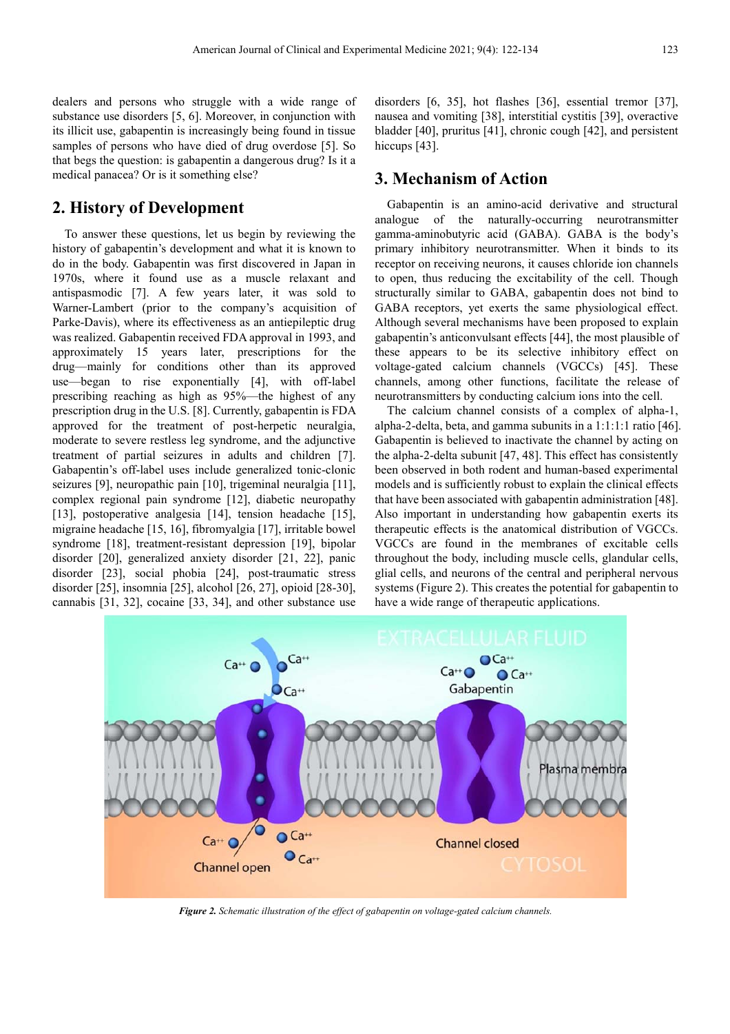dealers and persons who struggle with a wide range of substance use disorders [5, 6]. Moreover, in conjunction with its illicit use, gabapentin is increasingly being found in tissue samples of persons who have died of drug overdose [5]. So that begs the question: is gabapentin a dangerous drug? Is it a medical panacea? Or is it something else?

## 2. History of Development

To answer these questions, let us begin by reviewing the history of gabapentin's development and what it is known to do in the body. Gabapentin was first discovered in Japan in 1970s, where it found use as a muscle relaxant and antispasmodic [7]. A few years later, it was sold to Warner-Lambert (prior to the company's acquisition of Parke-Davis), where its effectiveness as an antiepileptic drug was realized. Gabapentin received FDA approval in 1993, and approximately 15 years later, prescriptions for the drug—mainly for conditions other than its approved use—began to rise exponentially [4], with off-label prescribing reaching as high as 95%—the highest of any prescription drug in the U.S. [8]. Currently, gabapentin is FDA approved for the treatment of post-herpetic neuralgia, moderate to severe restless leg syndrome, and the adjunctive treatment of partial seizures in adults and children [7]. Gabapentin's off-label uses include generalized tonic-clonic seizures [9], neuropathic pain [10], trigeminal neuralgia [11], complex regional pain syndrome [12], diabetic neuropathy [13], postoperative analgesia [14], tension headache [15], migraine headache [15, 16], fibromyalgia [17], irritable bowel syndrome [18], treatment-resistant depression [19], bipolar disorder [20], generalized anxiety disorder [21, 22], panic disorder [23], social phobia [24], post-traumatic stress disorder [25], insomnia [25], alcohol [26, 27], opioid [28-30], cannabis [31, 32], cocaine [33, 34], and other substance use disorders [6, 35], hot flashes [36], essential tremor [37], nausea and vomiting [38], interstitial cystitis [39], overactive bladder [40], pruritus [41], chronic cough [42], and persistent hiccups [43].

## 3. Mechanism of Action

Gabapentin is an amino-acid derivative and structural analogue of the naturally-occurring neurotransmitter gamma-aminobutyric acid (GABA). GABA is the body's primary inhibitory neurotransmitter. When it binds to its receptor on receiving neurons, it causes chloride ion channels to open, thus reducing the excitability of the cell. Though structurally similar to GABA, gabapentin does not bind to GABA receptors, yet exerts the same physiological effect. Although several mechanisms have been proposed to explain gabapentin's anticonvulsant effects [44], the most plausible of these appears to be its selective inhibitory effect on voltage-gated calcium channels (VGCCs) [45]. These channels, among other functions, facilitate the release of neurotransmitters by conducting calcium ions into the cell.

The calcium channel consists of a complex of alpha-1, alpha-2-delta, beta, and gamma subunits in a 1:1:1:1 ratio [46]. Gabapentin is believed to inactivate the channel by acting on the alpha-2-delta subunit [47, 48]. This effect has consistently been observed in both rodent and human-based experimental models and is sufficiently robust to explain the clinical effects that have been associated with gabapentin administration [48]. Also important in understanding how gabapentin exerts its therapeutic effects is the anatomical distribution of VGCCs. VGCCs are found in the membranes of excitable cells throughout the body, including muscle cells, glandular cells, glial cells, and neurons of the central and peripheral nervous systems (Figure 2). This creates the potential for gabapentin to have a wide range of therapeutic applications.

*Figure 2. Schematic illustration of the effect of gabapentin on voltage-gated calcium channels.*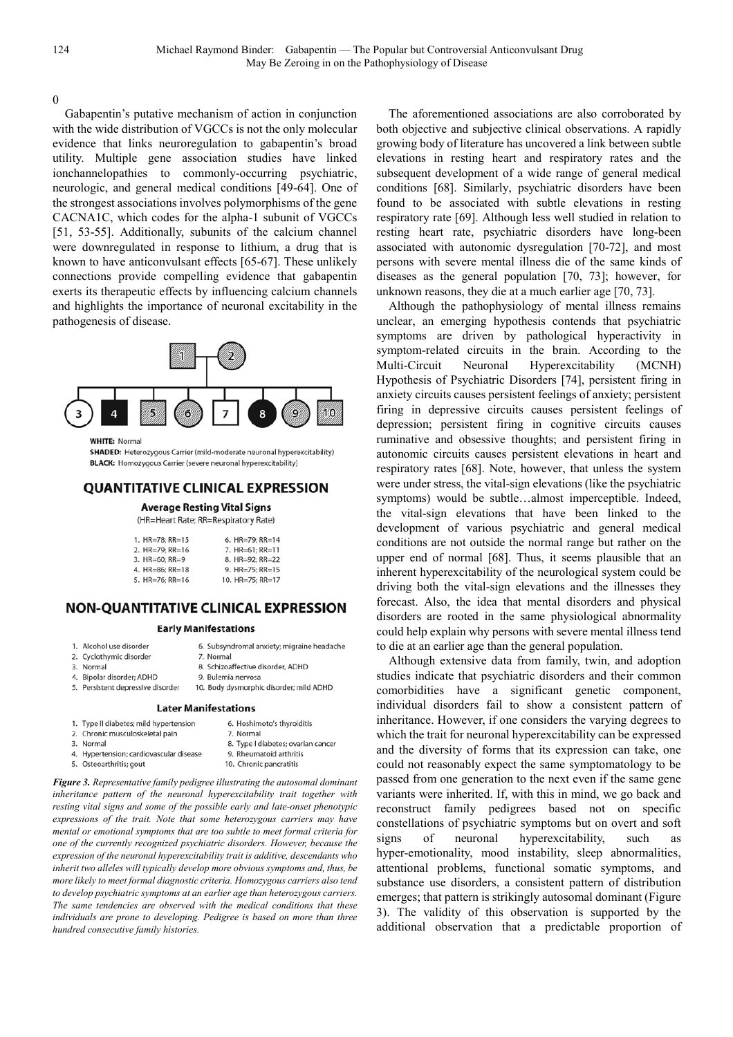Gabapentin's putative mechanism of action in conjunction with the wide distribution of VGCCs is not the only molecular evidence that links neuroregulation to gabapentin's broad utility. Multiple gene association studies have linked ionchannelopathies to commonly-occurring psychiatric, neurologic, and general medical conditions [49-64]. One of the strongest associations involves polymorphisms of the gene CACNA1C, which codes for the alpha-1 subunit of VGCCs [51, 53-55]. Additionally, subunits of the calcium channel were downregulated in response to lithium, a drug that is known to have anticonvulsant effects [65-67]. These unlikely connections provide compelling evidence that gabapentin exerts its therapeutic effects by influencing calcium channels and highlights the importance of neuronal excitability in the pathogenesis of disease.

**WHITE:** Normal
**SHADED:** Heterozygous Carrier (mild-moderate neuronal hyperexcitability)
**BLACK:** Homozygous Carrier (severe neuronal hyperexcitability)

**QUANTITATIVE CLINICAL EXPRESSION**

**Average Resting Vital Signs**
(HR=Heart Rate; RR=Respiratory Rate)

| | |
|---|---|
| 1. HR=78; RR=15 | 6. HR=79; RR=14 |
| 2. HR=79; RR=16 | 7. HR=61; RR=11 |
| 3. HR=60; RR=9 | 8. HR=92; RR=22 |
| 4. HR=86; RR=18 | 9. HR=75; RR=15 |
| 5. HR=76; RR=16 | 10. HR=75; RR=17 |

**NON-QUANTITATIVE CLINICAL EXPRESSION**

**Early Manifestations**

| | |
|---|---|
| 1. Alcohol use disorder | 6. Subsyndromal anxiety; migraine headache |
| 2. Cyclothymic disorder | 7. Normal |
| 3. Normal | 8. Schizoaffective disorder, ADHD |
| 4. Bipolar disorder; ADHD | 9. Bulemia nervosa |
| 5. Persistent depressive disorder | 10. Body dysmorphic disorder; mild ADHD |

**Later Manifestations**

| | |
|---|---|
| 1. Type II diabetes; mild hypertension | 6. Hoshimoto's thyroiditis |
| 2. Chronic musculoskeletal pain | 7. Normal |
| 3. Normal | 8. Type I diabetes; ovarian cancer |
| 4. Hypertension; cardiovascular disease | 9. Rheumatoid arthritis |
| 5. Osteoarthritis; gout | 10. Chronic pancratitis |

***Figure 3.*** *Representative family pedigree illustrating the autosomal dominant inheritance pattern of the neuronal hyperexcitability trait together with resting vital signs and some of the possible early and late-onset phenotypic expressions of the trait. Note that some heterozygous carriers may have mental or emotional symptoms that are too subtle to meet formal criteria for one of the currently recognized psychiatric disorders. However, because the expression of the neuronal hyperexcitability trait is additive, descendants who inherit two alleles will typically develop more obvious symptoms and, thus, be more likely to meet formal diagnostic criteria. Homozygous carriers also tend to develop psychiatric symptoms at an earlier age than heterozygous carriers. The same tendencies are observed with the medical conditions that these individuals are prone to developing. Pedigree is based on more than three hundred consecutive family histories.*

The aforementioned associations are also corroborated by both objective and subjective clinical observations. A rapidly growing body of literature has uncovered a link between subtle elevations in resting heart and respiratory rates and the subsequent development of a wide range of general medical conditions [68]. Similarly, psychiatric disorders have been found to be associated with subtle elevations in resting respiratory rate [69]. Although less well studied in relation to resting heart rate, psychiatric disorders have long-been associated with autonomic dysregulation [70-72], and most persons with severe mental illness die of the same kinds of diseases as the general population [70, 73]; however, for unknown reasons, they die at a much earlier age [70, 73].

Although the pathophysiology of mental illness remains unclear, an emerging hypothesis contends that psychiatric symptoms are driven by pathological hyperactivity in symptom-related circuits in the brain. According to the Multi-Circuit Neuronal Hyperexcitability (MCNH) Hypothesis of Psychiatric Disorders [74], persistent firing in anxiety circuits causes persistent feelings of anxiety; persistent firing in depressive circuits causes persistent feelings of depression; persistent firing in cognitive circuits causes ruminative and obsessive thoughts; and persistent firing in autonomic circuits causes persistent elevations in heart and respiratory rates [68]. Note, however, that unless the system were under stress, the vital-sign elevations (like the psychiatric symptoms) would be subtle…almost imperceptible. Indeed, the vital-sign elevations that have been linked to the development of various psychiatric and general medical conditions are not outside the normal range but rather on the upper end of normal [68]. Thus, it seems plausible that an inherent hyperexcitability of the neurological system could be driving both the vital-sign elevations and the illnesses they forecast. Also, the idea that mental disorders and physical disorders are rooted in the same physiological abnormality could help explain why persons with severe mental illness tend to die at an earlier age than the general population.

Although extensive data from family, twin, and adoption studies indicate that psychiatric disorders and their common comorbidities have a significant genetic component, individual disorders fail to show a consistent pattern of inheritance. However, if one considers the varying degrees to which the trait for neuronal hyperexcitability can be expressed and the diversity of forms that its expression can take, one could not reasonably expect the same symptomatology to be passed from one generation to the next even if the same gene variants were inherited. If, with this in mind, we go back and reconstruct family pedigrees based not on specific constellations of psychiatric symptoms but on overt and soft signs of neuronal hyperexcitability, such as hyper-emotionality, mood instability, sleep abnormalities, attentional problems, functional somatic symptoms, and substance use disorders, a consistent pattern of distribution emerges; that pattern is strikingly autosomal dominant (Figure 3). The validity of this observation is supported by the additional observation that a predictable proportion of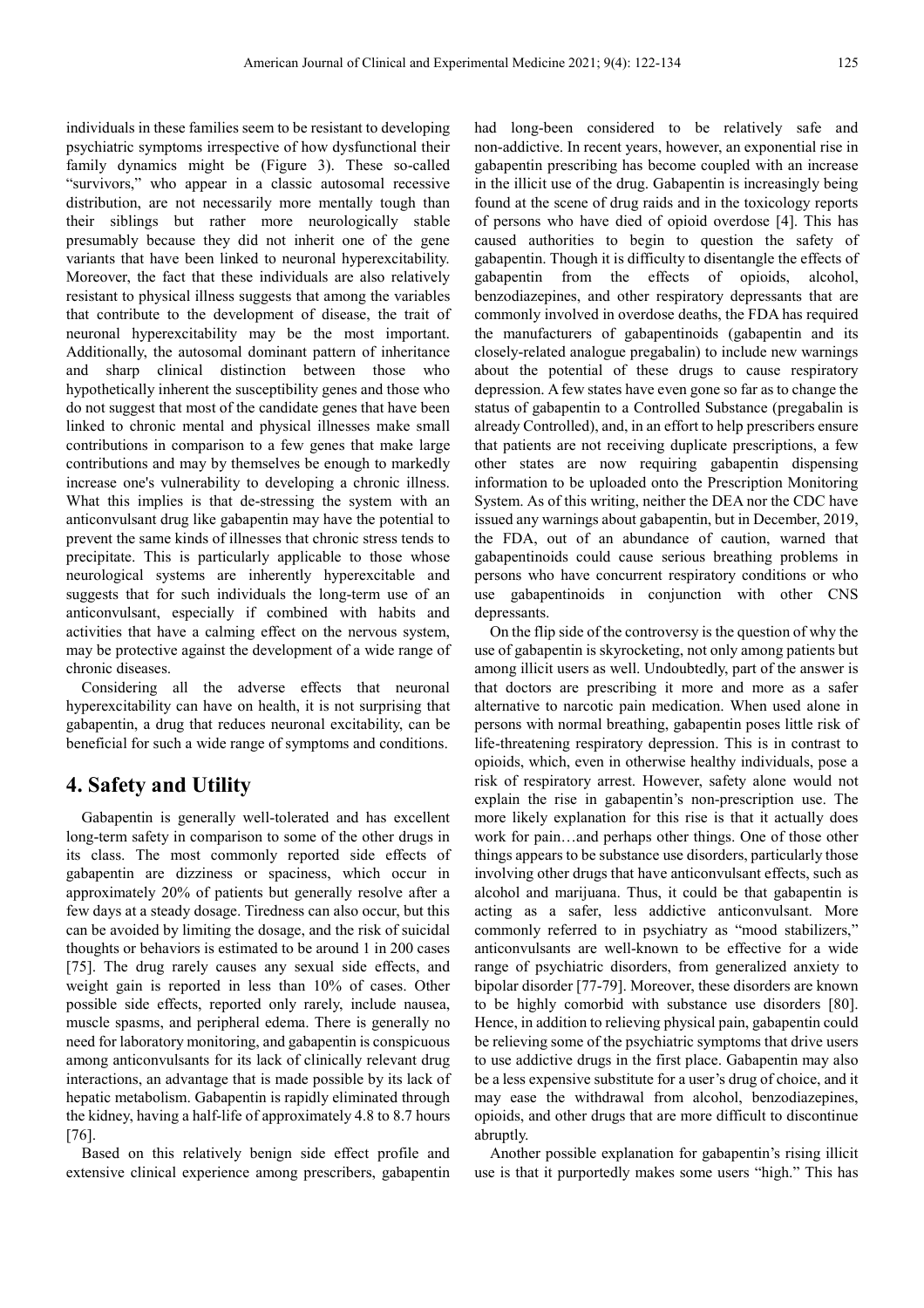individuals in these families seem to be resistant to developing psychiatric symptoms irrespective of how dysfunctional their family dynamics might be (Figure 3). These so-called "survivors," who appear in a classic autosomal recessive distribution, are not necessarily more mentally tough than their siblings but rather more neurologically stable presumably because they did not inherit one of the gene variants that have been linked to neuronal hyperexcitability. Moreover, the fact that these individuals are also relatively resistant to physical illness suggests that among the variables that contribute to the development of disease, the trait of neuronal hyperexcitability may be the most important. Additionally, the autosomal dominant pattern of inheritance and sharp clinical distinction between those who hypothetically inherent the susceptibility genes and those who do not suggest that most of the candidate genes that have been linked to chronic mental and physical illnesses make small contributions in comparison to a few genes that make large contributions and may by themselves be enough to markedly increase one's vulnerability to developing a chronic illness. What this implies is that de-stressing the system with an anticonvulsant drug like gabapentin may have the potential to prevent the same kinds of illnesses that chronic stress tends to precipitate. This is particularly applicable to those whose neurological systems are inherently hyperexcitable and suggests that for such individuals the long-term use of an anticonvulsant, especially if combined with habits and activities that have a calming effect on the nervous system, may be protective against the development of a wide range of chronic diseases.

Considering all the adverse effects that neuronal hyperexcitability can have on health, it is not surprising that gabapentin, a drug that reduces neuronal excitability, can be beneficial for such a wide range of symptoms and conditions.

## 4. Safety and Utility

Gabapentin is generally well-tolerated and has excellent long-term safety in comparison to some of the other drugs in its class. The most commonly reported side effects of gabapentin are dizziness or spaciness, which occur in approximately 20% of patients but generally resolve after a few days at a steady dosage. Tiredness can also occur, but this can be avoided by limiting the dosage, and the risk of suicidal thoughts or behaviors is estimated to be around 1 in 200 cases [75]. The drug rarely causes any sexual side effects, and weight gain is reported in less than 10% of cases. Other possible side effects, reported only rarely, include nausea, muscle spasms, and peripheral edema. There is generally no need for laboratory monitoring, and gabapentin is conspicuous among anticonvulsants for its lack of clinically relevant drug interactions, an advantage that is made possible by its lack of hepatic metabolism. Gabapentin is rapidly eliminated through the kidney, having a half-life of approximately 4.8 to 8.7 hours [76].

Based on this relatively benign side effect profile and extensive clinical experience among prescribers, gabapentin had long-been considered to be relatively safe and non-addictive. In recent years, however, an exponential rise in gabapentin prescribing has become coupled with an increase in the illicit use of the drug. Gabapentin is increasingly being found at the scene of drug raids and in the toxicology reports of persons who have died of opioid overdose [4]. This has caused authorities to begin to question the safety of gabapentin. Though it is difficulty to disentangle the effects of gabapentin from the effects of opioids, alcohol, benzodiazepines, and other respiratory depressants that are commonly involved in overdose deaths, the FDA has required the manufacturers of gabapentinoids (gabapentin and its closely-related analogue pregabalin) to include new warnings about the potential of these drugs to cause respiratory depression. A few states have even gone so far as to change the status of gabapentin to a Controlled Substance (pregabalin is already Controlled), and, in an effort to help prescribers ensure that patients are not receiving duplicate prescriptions, a few other states are now requiring gabapentin dispensing information to be uploaded onto the Prescription Monitoring System. As of this writing, neither the DEA nor the CDC have issued any warnings about gabapentin, but in December, 2019, the FDA, out of an abundance of caution, warned that gabapentinoids could cause serious breathing problems in persons who have concurrent respiratory conditions or who use gabapentinoids in conjunction with other CNS depressants.

On the flip side of the controversy is the question of why the use of gabapentin is skyrocketing, not only among patients but among illicit users as well. Undoubtedly, part of the answer is that doctors are prescribing it more and more as a safer alternative to narcotic pain medication. When used alone in persons with normal breathing, gabapentin poses little risk of life-threatening respiratory depression. This is in contrast to opioids, which, even in otherwise healthy individuals, pose a risk of respiratory arrest. However, safety alone would not explain the rise in gabapentin's non-prescription use. The more likely explanation for this rise is that it actually does work for pain…and perhaps other things. One of those other things appears to be substance use disorders, particularly those involving other drugs that have anticonvulsant effects, such as alcohol and marijuana. Thus, it could be that gabapentin is acting as a safer, less addictive anticonvulsant. More commonly referred to in psychiatry as "mood stabilizers," anticonvulsants are well-known to be effective for a wide range of psychiatric disorders, from generalized anxiety to bipolar disorder [77-79]. Moreover, these disorders are known to be highly comorbid with substance use disorders [80]. Hence, in addition to relieving physical pain, gabapentin could be relieving some of the psychiatric symptoms that drive users to use addictive drugs in the first place. Gabapentin may also be a less expensive substitute for a user's drug of choice, and it may ease the withdrawal from alcohol, benzodiazepines, opioids, and other drugs that are more difficult to discontinue abruptly.

Another possible explanation for gabapentin's rising illicit use is that it purportedly makes some users "high." This has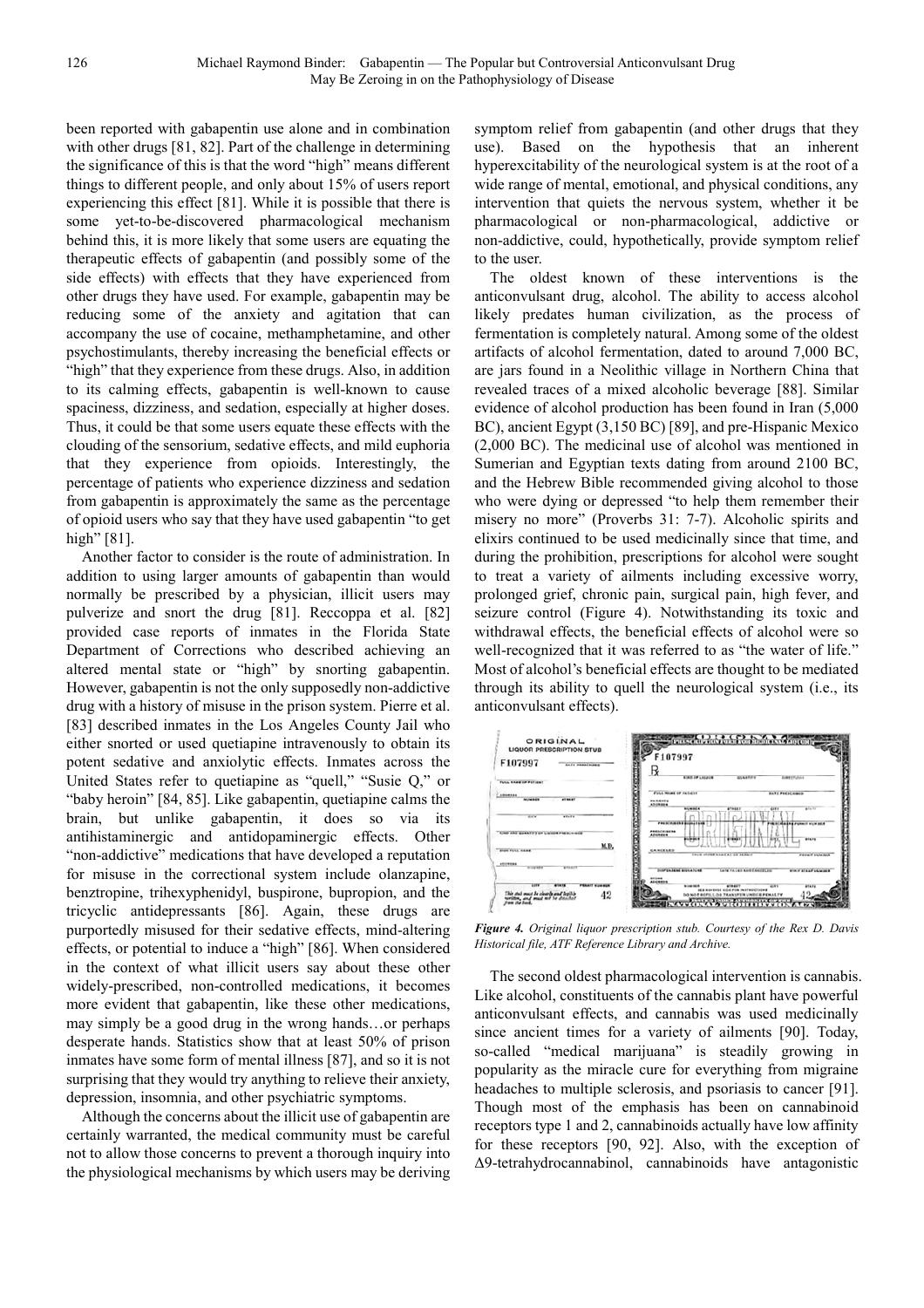been reported with gabapentin use alone and in combination with other drugs [81, 82]. Part of the challenge in determining the significance of this is that the word "high" means different things to different people, and only about 15% of users report experiencing this effect [81]. While it is possible that there is some yet-to-be-discovered pharmacological mechanism behind this, it is more likely that some users are equating the therapeutic effects of gabapentin (and possibly some of the side effects) with effects that they have experienced from other drugs they have used. For example, gabapentin may be reducing some of the anxiety and agitation that can accompany the use of cocaine, methamphetamine, and other psychostimulants, thereby increasing the beneficial effects or "high" that they experience from these drugs. Also, in addition to its calming effects, gabapentin is well-known to cause spaciness, dizziness, and sedation, especially at higher doses. Thus, it could be that some users equate these effects with the clouding of the sensorium, sedative effects, and mild euphoria that they experience from opioids. Interestingly, the percentage of patients who experience dizziness and sedation from gabapentin is approximately the same as the percentage of opioid users who say that they have used gabapentin "to get high" [81].

Another factor to consider is the route of administration. In addition to using larger amounts of gabapentin than would normally be prescribed by a physician, illicit users may pulverize and snort the drug [81]. Reccoppa et al. [82] provided case reports of inmates in the Florida State Department of Corrections who described achieving an altered mental state or "high" by snorting gabapentin. However, gabapentin is not the only supposedly non-addictive drug with a history of misuse in the prison system. Pierre et al. [83] described inmates in the Los Angeles County Jail who either snorted or used quetiapine intravenously to obtain its potent sedative and anxiolytic effects. Inmates across the United States refer to quetiapine as "quell," "Susie Q," or "baby heroin" [84, 85]. Like gabapentin, quetiapine calms the brain, but unlike gabapentin, it does so via its antihistaminergic and antidopaminergic effects. Other "non-addictive" medications that have developed a reputation for misuse in the correctional system include olanzapine, benztropine, trihexyphenidyl, buspirone, bupropion, and the tricyclic antidepressants [86]. Again, these drugs are purportedly misused for their sedative effects, mind-altering effects, or potential to induce a "high" [86]. When considered in the context of what illicit users say about these other widely-prescribed, non-controlled medications, it becomes more evident that gabapentin, like these other medications, may simply be a good drug in the wrong hands…or perhaps desperate hands. Statistics show that at least 50% of prison inmates have some form of mental illness [87], and so it is not surprising that they would try anything to relieve their anxiety, depression, insomnia, and other psychiatric symptoms.

Although the concerns about the illicit use of gabapentin are certainly warranted, the medical community must be careful not to allow those concerns to prevent a thorough inquiry into the physiological mechanisms by which users may be deriving symptom relief from gabapentin (and other drugs that they use). Based on the hypothesis that an inherent hyperexcitability of the neurological system is at the root of a wide range of mental, emotional, and physical conditions, any intervention that quiets the nervous system, whether it be pharmacological or non-pharmacological, addictive or non-addictive, could, hypothetically, provide symptom relief to the user.

The oldest known of these interventions is the anticonvulsant drug, alcohol. The ability to access alcohol likely predates human civilization, as the process of fermentation is completely natural. Among some of the oldest artifacts of alcohol fermentation, dated to around 7,000 BC, are jars found in a Neolithic village in Northern China that revealed traces of a mixed alcoholic beverage [88]. Similar evidence of alcohol production has been found in Iran (5,000 BC), ancient Egypt (3,150 BC) [89], and pre-Hispanic Mexico (2,000 BC). The medicinal use of alcohol was mentioned in Sumerian and Egyptian texts dating from around 2100 BC, and the Hebrew Bible recommended giving alcohol to those who were dying or depressed "to help them remember their misery no more" (Proverbs 31: 7-7). Alcoholic spirits and elixirs continued to be used medicinally since that time, and during the prohibition, prescriptions for alcohol were sought to treat a variety of ailments including excessive worry, prolonged grief, chronic pain, surgical pain, high fever, and seizure control (Figure 4). Notwithstanding its toxic and withdrawal effects, the beneficial effects of alcohol were so well-recognized that it was referred to as "the water of life." Most of alcohol's beneficial effects are thought to be mediated through its ability to quell the neurological system (i.e., its anticonvulsant effects).

*Figure 4. Original liquor prescription stub. Courtesy of the Rex D. Davis Historical file, ATF Reference Library and Archive.*

The second oldest pharmacological intervention is cannabis. Like alcohol, constituents of the cannabis plant have powerful anticonvulsant effects, and cannabis was used medicinally since ancient times for a variety of ailments [90]. Today, so-called "medical marijuana" is steadily growing in popularity as the miracle cure for everything from migraine headaches to multiple sclerosis, and psoriasis to cancer [91]. Though most of the emphasis has been on cannabinoid receptors type 1 and 2, cannabinoids actually have low affinity for these receptors [90, 92]. Also, with the exception of Δ9-tetrahydrocannabinol, cannabinoids have antagonistic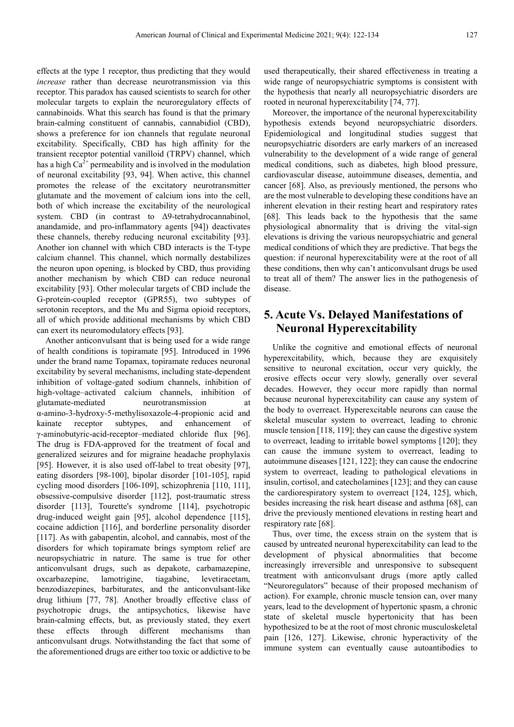effects at the type 1 receptor, thus predicting that they would *increase* rather than decrease neurotransmission via this receptor. This paradox has caused scientists to search for other molecular targets to explain the neuroregulatory effects of cannabinoids. What this search has found is that the primary brain-calming constituent of cannabis, cannabidiol (CBD), shows a preference for ion channels that regulate neuronal excitability. Specifically, CBD has high affinity for the transient receptor potential vanilloid (TRPV) channel, which has a high $Ca^{2+}$ permeability and is involved in the modulation of neuronal excitability [93, 94]. When active, this channel promotes the release of the excitatory neurotransmitter glutamate and the movement of calcium ions into the cell, both of which increase the excitability of the neurological system. CBD (in contrast to Δ9-tetrahydrocannabinol, anandamide, and pro-inflammatory agents [94]) deactivates these channels, thereby reducing neuronal excitability [93]. Another ion channel with which CBD interacts is the T-type calcium channel. This channel, which normally destabilizes the neuron upon opening, is blocked by CBD, thus providing another mechanism by which CBD can reduce neuronal excitability [93]. Other molecular targets of CBD include the G-protein-coupled receptor (GPR55), two subtypes of serotonin receptors, and the Mu and Sigma opioid receptors, all of which provide additional mechanisms by which CBD can exert its neuromodulatory effects [93].

Another anticonvulsant that is being used for a wide range of health conditions is topiramate [95]. Introduced in 1996 under the brand name Topamax, topiramate reduces neuronal excitability by several mechanisms, including state-dependent inhibition of voltage-gated sodium channels, inhibition of high-voltage–activated calcium channels, inhibition of glutamate-mediated neurotransmission at α-amino-3-hydroxy-5-methylisoxazole-4-propionic acid and kainate receptor subtypes, and enhancement of γ-aminobutyric-acid-receptor–mediated chloride flux [96]. The drug is FDA-approved for the treatment of focal and generalized seizures and for migraine headache prophylaxis [95]. However, it is also used off-label to treat obesity [97], eating disorders [98-100], bipolar disorder [101-105], rapid cycling mood disorders [106-109], schizophrenia [110, 111], obsessive-compulsive disorder [112], post-traumatic stress disorder [113], Tourette's syndrome [114], psychotropic drug-induced weight gain [95], alcohol dependence [115], cocaine addiction [116], and borderline personality disorder [117]. As with gabapentin, alcohol, and cannabis, most of the disorders for which topiramate brings symptom relief are neuropsychiatric in nature. The same is true for other anticonvulsant drugs, such as depakote, carbamazepine, oxcarbazepine, lamotrigine, tiagabine, levetiracetam, benzodiazepines, barbiturates, and the anticonvulsant-like drug lithium [77, 78]. Another broadly effective class of psychotropic drugs, the antipsychotics, likewise have brain-calming effects, but, as previously stated, they exert these effects through different mechanisms than anticonvulsant drugs. Notwithstanding the fact that some of the aforementioned drugs are either too toxic or addictive to be used therapeutically, their shared effectiveness in treating a wide range of neuropsychiatric symptoms is consistent with the hypothesis that nearly all neuropsychiatric disorders are rooted in neuronal hyperexcitability [74, 77].

Moreover, the importance of the neuronal hyperexcitability hypothesis extends beyond neuropsychiatric disorders. Epidemiological and longitudinal studies suggest that neuropsychiatric disorders are early markers of an increased vulnerability to the development of a wide range of general medical conditions, such as diabetes, high blood pressure, cardiovascular disease, autoimmune diseases, dementia, and cancer [68]. Also, as previously mentioned, the persons who are the most vulnerable to developing these conditions have an inherent elevation in their resting heart and respiratory rates [68]. This leads back to the hypothesis that the same physiological abnormality that is driving the vital-sign elevations is driving the various neuropsychiatric and general medical conditions of which they are predictive. That begs the question: if neuronal hyperexcitability were at the root of all these conditions, then why can't anticonvulsant drugs be used to treat all of them? The answer lies in the pathogenesis of disease.

## 5. Acute Vs. Delayed Manifestations of Neuronal Hyperexcitability

Unlike the cognitive and emotional effects of neuronal hyperexcitability, which, because they are exquisitely sensitive to neuronal excitation, occur very quickly, the erosive effects occur very slowly, generally over several decades. However, they occur more rapidly than normal because neuronal hyperexcitability can cause any system of the body to overreact. Hyperexcitable neurons can cause the skeletal muscular system to overreact, leading to chronic muscle tension [118, 119]; they can cause the digestive system to overreact, leading to irritable bowel symptoms [120]; they can cause the immune system to overreact, leading to autoimmune diseases [121, 122]; they can cause the endocrine system to overreact, leading to pathological elevations in insulin, cortisol, and catecholamines [123]; and they can cause the cardiorespiratory system to overreact [124, 125], which, besides increasing the risk heart disease and asthma [68], can drive the previously mentioned elevations in resting heart and respiratory rate [68].

Thus, over time, the excess strain on the system that is caused by untreated neuronal hyperexcitability can lead to the development of physical abnormalities that become increasingly irreversible and unresponsive to subsequent treatment with anticonvulsant drugs (more aptly called "Neuroregulators" because of their proposed mechanism of action). For example, chronic muscle tension can, over many years, lead to the development of hypertonic spasm, a chronic state of skeletal muscle hypertonicity that has been hypothesized to be at the root of most chronic musculoskeletal pain [126, 127]. Likewise, chronic hyperactivity of the immune system can eventually cause autoantibodies to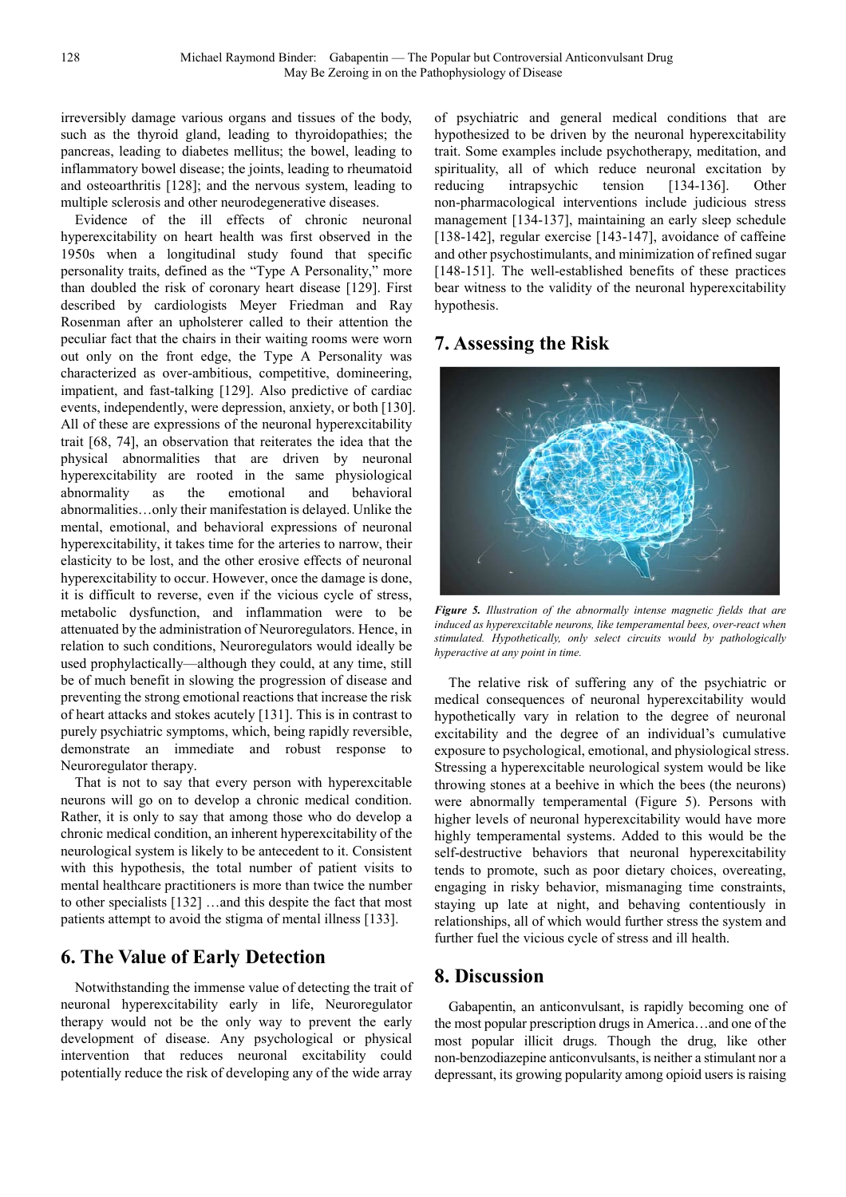irreversibly damage various organs and tissues of the body, such as the thyroid gland, leading to thyroidopathies; the pancreas, leading to diabetes mellitus; the bowel, leading to inflammatory bowel disease; the joints, leading to rheumatoid and osteoarthritis [128]; and the nervous system, leading to multiple sclerosis and other neurodegenerative diseases.

Evidence of the ill effects of chronic neuronal hyperexcitability on heart health was first observed in the 1950s when a longitudinal study found that specific personality traits, defined as the "Type A Personality," more than doubled the risk of coronary heart disease [129]. First described by cardiologists Meyer Friedman and Ray Rosenman after an upholsterer called to their attention the peculiar fact that the chairs in their waiting rooms were worn out only on the front edge, the Type A Personality was characterized as over-ambitious, competitive, domineering, impatient, and fast-talking [129]. Also predictive of cardiac events, independently, were depression, anxiety, or both [130]. All of these are expressions of the neuronal hyperexcitability trait [68, 74], an observation that reiterates the idea that the physical abnormalities that are driven by neuronal hyperexcitability are rooted in the same physiological abnormality as the emotional and behavioral abnormalities…only their manifestation is delayed. Unlike the mental, emotional, and behavioral expressions of neuronal hyperexcitability, it takes time for the arteries to narrow, their elasticity to be lost, and the other erosive effects of neuronal hyperexcitability to occur. However, once the damage is done, it is difficult to reverse, even if the vicious cycle of stress, metabolic dysfunction, and inflammation were to be attenuated by the administration of Neuroregulators. Hence, in relation to such conditions, Neuroregulators would ideally be used prophylactically—although they could, at any time, still be of much benefit in slowing the progression of disease and preventing the strong emotional reactions that increase the risk of heart attacks and stokes acutely [131]. This is in contrast to purely psychiatric symptoms, which, being rapidly reversible, demonstrate an immediate and robust response to Neuroregulator therapy.

That is not to say that every person with hyperexcitable neurons will go on to develop a chronic medical condition. Rather, it is only to say that among those who do develop a chronic medical condition, an inherent hyperexcitability of the neurological system is likely to be antecedent to it. Consistent with this hypothesis, the total number of patient visits to mental healthcare practitioners is more than twice the number to other specialists [132] …and this despite the fact that most patients attempt to avoid the stigma of mental illness [133].

## 6. The Value of Early Detection

Notwithstanding the immense value of detecting the trait of neuronal hyperexcitability early in life, Neuroregulator therapy would not be the only way to prevent the early development of disease. Any psychological or physical intervention that reduces neuronal excitability could potentially reduce the risk of developing any of the wide array of psychiatric and general medical conditions that are hypothesized to be driven by the neuronal hyperexcitability trait. Some examples include psychotherapy, meditation, and spirituality, all of which reduce neuronal excitation by reducing intrapsychic tension [134-136]. Other non-pharmacological interventions include judicious stress management [134-137], maintaining an early sleep schedule [138-142], regular exercise [143-147], avoidance of caffeine and other psychostimulants, and minimization of refined sugar [148-151]. The well-established benefits of these practices bear witness to the validity of the neuronal hyperexcitability hypothesis.

## 7. Assessing the Risk

***Figure 5.*** *Illustration of the abnormally intense magnetic fields that are induced as hyperexcitable neurons, like temperamental bees, over-react when stimulated. Hypothetically, only select circuits would by pathologically hyperactive at any point in time.*

The relative risk of suffering any of the psychiatric or medical consequences of neuronal hyperexcitability would hypothetically vary in relation to the degree of neuronal excitability and the degree of an individual's cumulative exposure to psychological, emotional, and physiological stress. Stressing a hyperexcitable neurological system would be like throwing stones at a beehive in which the bees (the neurons) were abnormally temperamental (Figure 5). Persons with higher levels of neuronal hyperexcitability would have more highly temperamental systems. Added to this would be the self-destructive behaviors that neuronal hyperexcitability tends to promote, such as poor dietary choices, overeating, engaging in risky behavior, mismanaging time constraints, staying up late at night, and behaving contentiously in relationships, all of which would further stress the system and further fuel the vicious cycle of stress and ill health.

## 8. Discussion

Gabapentin, an anticonvulsant, is rapidly becoming one of the most popular prescription drugs in America…and one of the most popular illicit drugs. Though the drug, like other non-benzodiazepine anticonvulsants, is neither a stimulant nor a depressant, its growing popularity among opioid users is raising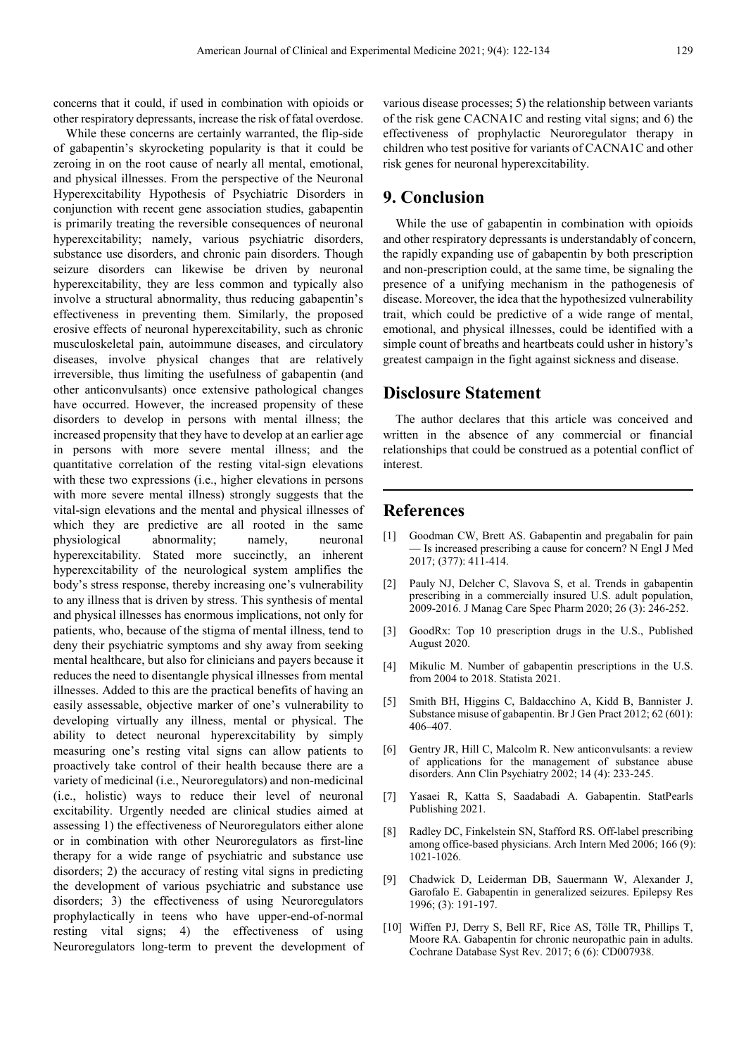concerns that it could, if used in combination with opioids or other respiratory depressants, increase the risk of fatal overdose.

While these concerns are certainly warranted, the flip-side of gabapentin's skyrocketing popularity is that it could be zeroing in on the root cause of nearly all mental, emotional, and physical illnesses. From the perspective of the Neuronal Hyperexcitability Hypothesis of Psychiatric Disorders in conjunction with recent gene association studies, gabapentin is primarily treating the reversible consequences of neuronal hyperexcitability; namely, various psychiatric disorders, substance use disorders, and chronic pain disorders. Though seizure disorders can likewise be driven by neuronal hyperexcitability, they are less common and typically also involve a structural abnormality, thus reducing gabapentin's effectiveness in preventing them. Similarly, the proposed erosive effects of neuronal hyperexcitability, such as chronic musculoskeletal pain, autoimmune diseases, and circulatory diseases, involve physical changes that are relatively irreversible, thus limiting the usefulness of gabapentin (and other anticonvulsants) once extensive pathological changes have occurred. However, the increased propensity of these disorders to develop in persons with mental illness; the increased propensity that they have to develop at an earlier age in persons with more severe mental illness; and the quantitative correlation of the resting vital-sign elevations with these two expressions (i.e., higher elevations in persons with more severe mental illness) strongly suggests that the vital-sign elevations and the mental and physical illnesses of which they are predictive are all rooted in the same physiological abnormality; namely, neuronal hyperexcitability. Stated more succinctly, an inherent hyperexcitability of the neurological system amplifies the body's stress response, thereby increasing one's vulnerability to any illness that is driven by stress. This synthesis of mental and physical illnesses has enormous implications, not only for patients, who, because of the stigma of mental illness, tend to deny their psychiatric symptoms and shy away from seeking mental healthcare, but also for clinicians and payers because it reduces the need to disentangle physical illnesses from mental illnesses. Added to this are the practical benefits of having an easily assessable, objective marker of one's vulnerability to developing virtually any illness, mental or physical. The ability to detect neuronal hyperexcitability by simply measuring one's resting vital signs can allow patients to proactively take control of their health because there are a variety of medicinal (i.e., Neuroregulators) and non-medicinal (i.e., holistic) ways to reduce their level of neuronal excitability. Urgently needed are clinical studies aimed at assessing 1) the effectiveness of Neuroregulators either alone or in combination with other Neuroregulators as first-line therapy for a wide range of psychiatric and substance use disorders; 2) the accuracy of resting vital signs in predicting the development of various psychiatric and substance use disorders; 3) the effectiveness of using Neuroregulators prophylactically in teens who have upper-end-of-normal resting vital signs; 4) the effectiveness of using Neuroregulators long-term to prevent the development of various disease processes; 5) the relationship between variants of the risk gene CACNA1C and resting vital signs; and 6) the effectiveness of prophylactic Neuroregulator therapy in children who test positive for variants of CACNA1C and other risk genes for neuronal hyperexcitability.

# 9. Conclusion

While the use of gabapentin in combination with opioids and other respiratory depressants is understandably of concern, the rapidly expanding use of gabapentin by both prescription and non-prescription could, at the same time, be signaling the presence of a unifying mechanism in the pathogenesis of disease. Moreover, the idea that the hypothesized vulnerability trait, which could be predictive of a wide range of mental, emotional, and physical illnesses, could be identified with a simple count of breaths and heartbeats could usher in history's greatest campaign in the fight against sickness and disease.

# Disclosure Statement

The author declares that this article was conceived and written in the absence of any commercial or financial relationships that could be construed as a potential conflict of interest.

# References

[1] Goodman CW, Brett AS. Gabapentin and pregabalin for pain — Is increased prescribing a cause for concern? N Engl J Med 2017; (377): 411-414.

[2] Pauly NJ, Delcher C, Slavova S, et al. Trends in gabapentin prescribing in a commercially insured U.S. adult population, 2009-2016. J Manag Care Spec Pharm 2020; 26 (3): 246-252.

[3] GoodRx: Top 10 prescription drugs in the U.S., Published August 2020.

[4] Mikulic M. Number of gabapentin prescriptions in the U.S. from 2004 to 2018. Statista 2021.

[5] Smith BH, Higgins C, Baldacchino A, Kidd B, Bannister J. Substance misuse of gabapentin. Br J Gen Pract 2012; 62 (601): 406–407.

[6] Gentry JR, Hill C, Malcolm R. New anticonvulsants: a review of applications for the management of substance abuse disorders. Ann Clin Psychiatry 2002; 14 (4): 233-245.

[7] Yasaei R, Katta S, Saadabadi A. Gabapentin. StatPearls Publishing 2021.

[8] Radley DC, Finkelstein SN, Stafford RS. Off-label prescribing among office-based physicians. Arch Intern Med 2006; 166 (9): 1021-1026.

[9] Chadwick D, Leiderman DB, Sauermann W, Alexander J, Garofalo E. Gabapentin in generalized seizures. Epilepsy Res 1996; (3): 191-197.

[10] Wiffen PJ, Derry S, Bell RF, Rice AS, Tölle TR, Phillips T, Moore RA. Gabapentin for chronic neuropathic pain in adults. Cochrane Database Syst Rev. 2017; 6 (6): CD007938.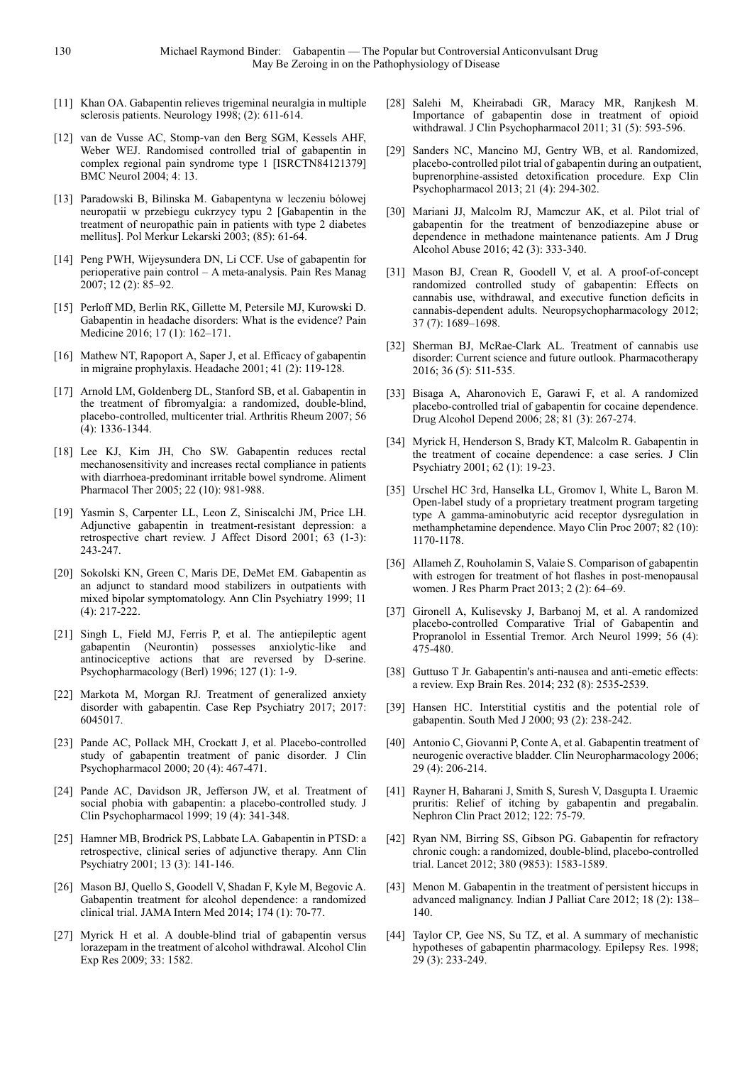[11] Khan OA. Gabapentin relieves trigeminal neuralgia in multiple sclerosis patients. Neurology 1998; (2): 611-614.

[12] van de Vusse AC, Stomp-van den Berg SGM, Kessels AHF, Weber WEJ. Randomised controlled trial of gabapentin in complex regional pain syndrome type 1 [ISRCTN84121379] BMC Neurol 2004; 4: 13.

[13] Paradowski B, Bilinska M. Gabapentyna w leczeniu bólowej neuropatii w przebiegu cukrzycy typu 2 [Gabapentin in the treatment of neuropathic pain in patients with type 2 diabetes mellitus]. Pol Merkur Lekarski 2003; (85): 61-64.

[14] Peng PWH, Wijeysundera DN, Li CCF. Use of gabapentin for perioperative pain control – A meta-analysis. Pain Res Manag 2007; 12 (2): 85–92.

[15] Perloff MD, Berlin RK, Gillette M, Petersile MJ, Kurowski D. Gabapentin in headache disorders: What is the evidence? Pain Medicine 2016; 17 (1): 162–171.

[16] Mathew NT, Rapoport A, Saper J, et al. Efficacy of gabapentin in migraine prophylaxis. Headache 2001; 41 (2): 119-128.

[17] Arnold LM, Goldenberg DL, Stanford SB, et al. Gabapentin in the treatment of fibromyalgia: a randomized, double-blind, placebo-controlled, multicenter trial. Arthritis Rheum 2007; 56 (4): 1336-1344.

[18] Lee KJ, Kim JH, Cho SW. Gabapentin reduces rectal mechanosensitivity and increases rectal compliance in patients with diarrhoea-predominant irritable bowel syndrome. Aliment Pharmacol Ther 2005; 22 (10): 981-988.

[19] Yasmin S, Carpenter LL, Leon Z, Siniscalchi JM, Price LH. Adjunctive gabapentin in treatment-resistant depression: a retrospective chart review. J Affect Disord 2001; 63 (1-3): 243-247.

[20] Sokolski KN, Green C, Maris DE, DeMet EM. Gabapentin as an adjunct to standard mood stabilizers in outpatients with mixed bipolar symptomatology. Ann Clin Psychiatry 1999; 11 (4): 217-222.

[21] Singh L, Field MJ, Ferris P, et al. The antiepileptic agent gabapentin (Neurontin) possesses anxiolytic-like and antinociceptive actions that are reversed by D-serine. Psychopharmacology (Berl) 1996; 127 (1): 1-9.

[22] Markota M, Morgan RJ. Treatment of generalized anxiety disorder with gabapentin. Case Rep Psychiatry 2017; 2017: 6045017.

[23] Pande AC, Pollack MH, Crockatt J, et al. Placebo-controlled study of gabapentin treatment of panic disorder. J Clin Psychopharmacol 2000; 20 (4): 467-471.

[24] Pande AC, Davidson JR, Jefferson JW, et al. Treatment of social phobia with gabapentin: a placebo-controlled study. J Clin Psychopharmacol 1999; 19 (4): 341-348.

[25] Hamner MB, Brodrick PS, Labbate LA. Gabapentin in PTSD: a retrospective, clinical series of adjunctive therapy. Ann Clin Psychiatry 2001; 13 (3): 141-146.

[26] Mason BJ, Quello S, Goodell V, Shadan F, Kyle M, Begovic A. Gabapentin treatment for alcohol dependence: a randomized clinical trial. JAMA Intern Med 2014; 174 (1): 70-77.

[27] Myrick H et al. A double-blind trial of gabapentin versus lorazepam in the treatment of alcohol withdrawal. Alcohol Clin Exp Res 2009; 33: 1582.

[28] Salehi M, Kheirabadi GR, Maracy MR, Ranjkesh M. Importance of gabapentin dose in treatment of opioid withdrawal. J Clin Psychopharmacol 2011; 31 (5): 593-596.

[29] Sanders NC, Mancino MJ, Gentry WB, et al. Randomized, placebo-controlled pilot trial of gabapentin during an outpatient, buprenorphine-assisted detoxification procedure. Exp Clin Psychopharmacol 2013; 21 (4): 294-302.

[30] Mariani JJ, Malcolm RJ, Mamczur AK, et al. Pilot trial of gabapentin for the treatment of benzodiazepine abuse or dependence in methadone maintenance patients. Am J Drug Alcohol Abuse 2016; 42 (3): 333-340.

[31] Mason BJ, Crean R, Goodell V, et al. A proof-of-concept randomized controlled study of gabapentin: Effects on cannabis use, withdrawal, and executive function deficits in cannabis-dependent adults. Neuropsychopharmacology 2012; 37 (7): 1689–1698.

[32] Sherman BJ, McRae-Clark AL. Treatment of cannabis use disorder: Current science and future outlook. Pharmacotherapy 2016; 36 (5): 511-535.

[33] Bisaga A, Aharonovich E, Garawi F, et al. A randomized placebo-controlled trial of gabapentin for cocaine dependence. Drug Alcohol Depend 2006; 28; 81 (3): 267-274.

[34] Myrick H, Henderson S, Brady KT, Malcolm R. Gabapentin in the treatment of cocaine dependence: a case series. J Clin Psychiatry 2001; 62 (1): 19-23.

[35] Urschel HC 3rd, Hanselka LL, Gromov I, White L, Baron M. Open-label study of a proprietary treatment program targeting type A gamma-aminobutyric acid receptor dysregulation in methamphetamine dependence. Mayo Clin Proc 2007; 82 (10): 1170-1178.

[36] Allameh Z, Rouholamin S, Valaie S. Comparison of gabapentin with estrogen for treatment of hot flashes in post-menopausal women. J Res Pharm Pract 2013; 2 (2): 64–69.

[37] Gironell A, Kulisevsky J, Barbanoj M, et al. A randomized placebo-controlled Comparative Trial of Gabapentin and Propranolol in Essential Tremor. Arch Neurol 1999; 56 (4): 475-480.

[38] Guttuso T Jr. Gabapentin's anti-nausea and anti-emetic effects: a review. Exp Brain Res. 2014; 232 (8): 2535-2539.

[39] Hansen HC. Interstitial cystitis and the potential role of gabapentin. South Med J 2000; 93 (2): 238-242.

[40] Antonio C, Giovanni P, Conte A, et al. Gabapentin treatment of neurogenic overactive bladder. Clin Neuropharmacology 2006; 29 (4): 206-214.

[41] Rayner H, Baharani J, Smith S, Suresh V, Dasgupta I. Uraemic pruritis: Relief of itching by gabapentin and pregabalin. Nephron Clin Pract 2012; 122: 75-79.

[42] Ryan NM, Birring SS, Gibson PG. Gabapentin for refractory chronic cough: a randomized, double-blind, placebo-controlled trial. Lancet 2012; 380 (9853): 1583-1589.

[43] Menon M. Gabapentin in the treatment of persistent hiccups in advanced malignancy. Indian J Palliat Care 2012; 18 (2): 138–140.

[44] Taylor CP, Gee NS, Su TZ, et al. A summary of mechanistic hypotheses of gabapentin pharmacology. Epilepsy Res. 1998; 29 (3): 233-249.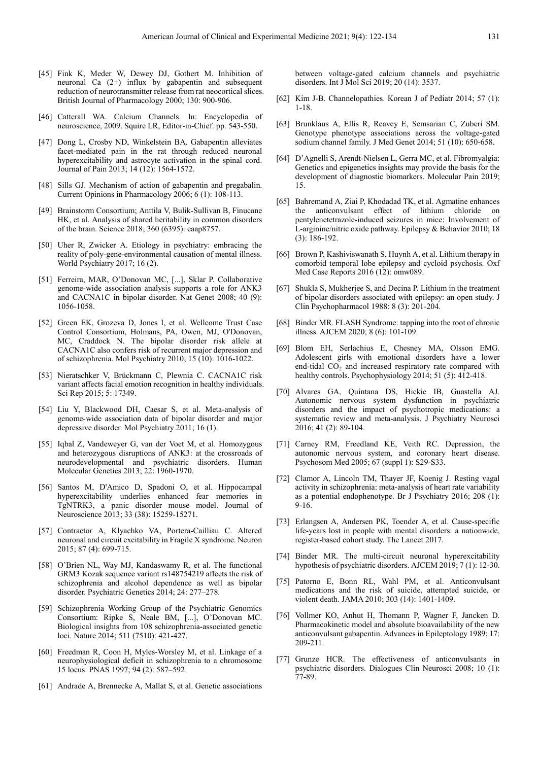[45] Fink K, Meder W, Dewey DJ, Gothert M. Inhibition of neuronal Ca (2+) influx by gabapentin and subsequent reduction of neurotransmitter release from rat neocortical slices. British Journal of Pharmacology 2000; 130: 900-906.

[46] Catterall WA. Calcium Channels. In: Encyclopedia of neuroscience, 2009. Squire LR, Editor-in-Chief. pp. 543-550.

[47] Dong L, Crosby ND, Winkelstein BA. Gabapentin alleviates facet-mediated pain in the rat through reduced neuronal hyperexcitability and astrocyte activation in the spinal cord. Journal of Pain 2013; 14 (12): 1564-1572.

[48] Sills GJ. Mechanism of action of gabapentin and pregabalin. Current Opinions in Pharmacology 2006; 6 (1): 108-113.

[49] Brainstorm Consortium; Anttila V, Bulik-Sullivan B, Finucane HK, et al. Analysis of shared heritability in common disorders of the brain. Science 2018; 360 (6395): eaap8757.

[50] Uher R, Zwicker A. Etiology in psychiatry: embracing the reality of poly-gene-environmental causation of mental illness. World Psychiatry 2017; 16 (2).

[51] Ferreira, MAR, O'Donovan MC, [...], Sklar P. Collaborative genome-wide association analysis supports a role for ANK3 and CACNA1C in bipolar disorder. Nat Genet 2008; 40 (9): 1056-1058.

[52] Green EK, Grozeva D, Jones I, et al. Wellcome Trust Case Control Consortium, Holmans, PA, Owen, MJ, O'Donovan, MC, Craddock N. The bipolar disorder risk allele at CACNA1C also confers risk of recurrent major depression and of schizophrenia. Mol Psychiatry 2010; 15 (10): 1016-1022.

[53] Nieratschker V, Brückmann C, Plewnia C. CACNA1C risk variant affects facial emotion recognition in healthy individuals. Sci Rep 2015; 5: 17349.

[54] Liu Y, Blackwood DH, Caesar S, et al. Meta-analysis of genome-wide association data of bipolar disorder and major depressive disorder. Mol Psychiatry 2011; 16 (1).

[55] Iqbal Z, Vandeweyer G, van der Voet M, et al. Homozygous and heterozygous disruptions of ANK3: at the crossroads of neurodevelopmental and psychiatric disorders. Human Molecular Genetics 2013; 22: 1960-1970.

[56] Santos M, D'Amico D, Spadoni O, et al. Hippocampal hyperexcitability underlies enhanced fear memories in TgNTRK3, a panic disorder mouse model. Journal of Neuroscience 2013; 33 (38): 15259-15271.

[57] Contractor A, Klyachko VA, Portera-Cailliau C. Altered neuronal and circuit excitability in Fragile X syndrome. Neuron 2015; 87 (4): 699-715.

[58] O'Brien NL, Way MJ, Kandaswamy R, et al. The functional GRM3 Kozak sequence variant rs148754219 affects the risk of schizophrenia and alcohol dependence as well as bipolar disorder. Psychiatric Genetics 2014; 24: 277–278.

[59] Schizophrenia Working Group of the Psychiatric Genomics Consortium: Ripke S, Neale BM, [...], O'Donovan MC. Biological insights from 108 schizophrenia-associated genetic loci. Nature 2014; 511 (7510): 421-427.

[60] Freedman R, Coon H, Myles-Worsley M, et al. Linkage of a neurophysiological deficit in schizophrenia to a chromosome 15 locus. PNAS 1997; 94 (2): 587–592.

[61] Andrade A, Brennecke A, Mallat S, et al. Genetic associations between voltage-gated calcium channels and psychiatric disorders. Int J Mol Sci 2019; 20 (14): 3537.

[62] Kim J-B. Channelopathies. Korean J of Pediatr 2014; 57 (1): 1-18.

[63] Brunklaus A, Ellis R, Reavey E, Semsarian C, Zuberi SM. Genotype phenotype associations across the voltage-gated sodium channel family. J Med Genet 2014; 51 (10): 650-658.

[64] D'Agnelli S, Arendt-Nielsen L, Gerra MC, et al. Fibromyalgia: Genetics and epigenetics insights may provide the basis for the development of diagnostic biomarkers. Molecular Pain 2019; 15.

[65] Bahremand A, Ziai P, Khodadad TK, et al. Agmatine enhances the anticonvulsant effect of lithium chloride on pentylenetetrazole-induced seizures in mice: Involvement of L-arginine/nitric oxide pathway. Epilepsy & Behavior 2010; 18 (3): 186-192.

[66] Brown P, Kashiviswanath S, Huynh A, et al. Lithium therapy in comorbid temporal lobe epilepsy and cycloid psychosis. Oxf Med Case Reports 2016 (12): omw089.

[67] Shukla S, Mukherjee S, and Decina P. Lithium in the treatment of bipolar disorders associated with epilepsy: an open study. J Clin Psychopharmacol 1988: 8 (3): 201-204.

[68] Binder MR. FLASH Syndrome: tapping into the root of chronic illness. AJCEM 2020; 8 (6): 101-109.

[69] Blom EH, Serlachius E, Chesney MA, Olsson EMG. Adolescent girls with emotional disorders have a lower end-tidal $CO_2$ and increased respiratory rate compared with healthy controls. Psychophysiology 2014; 51 (5): 412-418.

[70] Alvares GA, Quintana DS, Hickie IB, Guastella AJ. Autonomic nervous system dysfunction in psychiatric disorders and the impact of psychotropic medications: a systematic review and meta-analysis. J Psychiatry Neurosci 2016; 41 (2): 89-104.

[71] Carney RM, Freedland KE, Veith RC. Depression, the autonomic nervous system, and coronary heart disease. Psychosom Med 2005; 67 (suppl 1): S29-S33.

[72] Clamor A, Lincoln TM, Thayer JF, Koenig J. Resting vagal activity in schizophrenia: meta-analysis of heart rate variability as a potential endophenotype. Br J Psychiatry 2016; 208 (1): 9-16.

[73] Erlangsen A, Andersen PK, Toender A, et al. Cause-specific life-years lost in people with mental disorders: a nationwide, register-based cohort study. The Lancet 2017.

[74] Binder MR. The multi-circuit neuronal hyperexcitability hypothesis of psychiatric disorders. AJCEM 2019; 7 (1): 12-30.

[75] Patorno E, Bonn RL, Wahl PM, et al. Anticonvulsant medications and the risk of suicide, attempted suicide, or violent death. JAMA 2010; 303 (14): 1401-1409.

[76] Vollmer KO, Anhut H, Thomann P, Wagner F, Jancken D. Pharmacokinetic model and absolute bioavailability of the new anticonvulsant gabapentin. Advances in Epileptology 1989; 17: 209-211.

[77] Grunze HCR. The effectiveness of anticonvulsants in psychiatric disorders. Dialogues Clin Neurosci 2008; 10 (1): 77-89.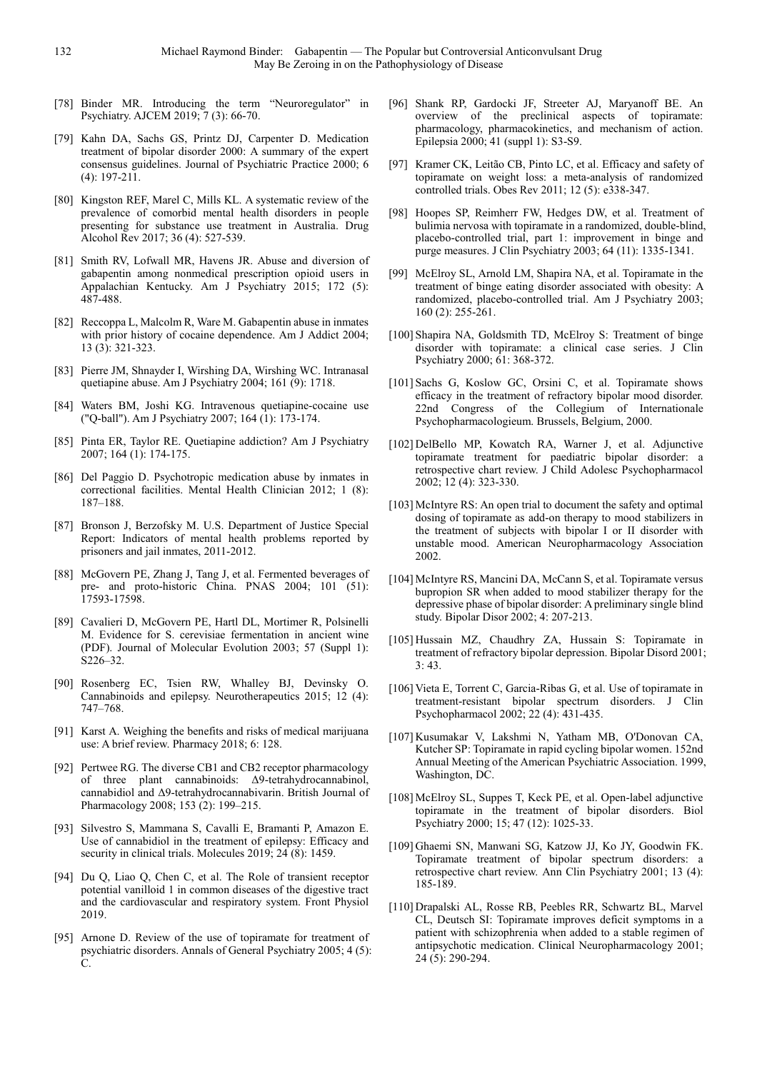[78] Binder MR. Introducing the term "Neuroregulator" in Psychiatry. AJCEM 2019; 7 (3): 66-70.

[79] Kahn DA, Sachs GS, Printz DJ, Carpenter D. Medication treatment of bipolar disorder 2000: A summary of the expert consensus guidelines. Journal of Psychiatric Practice 2000; 6 (4): 197-211.

[80] Kingston REF, Marel C, Mills KL. A systematic review of the prevalence of comorbid mental health disorders in people presenting for substance use treatment in Australia. Drug Alcohol Rev 2017; 36 (4): 527-539.

[81] Smith RV, Lofwall MR, Havens JR. Abuse and diversion of gabapentin among nonmedical prescription opioid users in Appalachian Kentucky. Am J Psychiatry 2015; 172 (5): 487-488.

[82] Reccoppa L, Malcolm R, Ware M. Gabapentin abuse in inmates with prior history of cocaine dependence. Am J Addict 2004; 13 (3): 321-323.

[83] Pierre JM, Shnayder I, Wirshing DA, Wirshing WC. Intranasal quetiapine abuse. Am J Psychiatry 2004; 161 (9): 1718.

[84] Waters BM, Joshi KG. Intravenous quetiapine-cocaine use ("Q-ball"). Am J Psychiatry 2007; 164 (1): 173-174.

[85] Pinta ER, Taylor RE. Quetiapine addiction? Am J Psychiatry 2007; 164 (1): 174-175.

[86] Del Paggio D. Psychotropic medication abuse by inmates in correctional facilities. Mental Health Clinician 2012; 1 (8): 187–188.

[87] Bronson J, Berzofsky M. U.S. Department of Justice Special Report: Indicators of mental health problems reported by prisoners and jail inmates, 2011-2012.

[88] McGovern PE, Zhang J, Tang J, et al. Fermented beverages of pre- and proto-historic China. PNAS 2004; 101 (51): 17593-17598.

[89] Cavalieri D, McGovern PE, Hartl DL, Mortimer R, Polsinelli M. Evidence for S. cerevisiae fermentation in ancient wine (PDF). Journal of Molecular Evolution 2003; 57 (Suppl 1): S226–32.

[90] Rosenberg EC, Tsien RW, Whalley BJ, Devinsky O. Cannabinoids and epilepsy. Neurotherapeutics 2015; 12 (4): 747–768.

[91] Karst A. Weighing the benefits and risks of medical marijuana use: A brief review. Pharmacy 2018; 6: 128.

[92] Pertwee RG. The diverse CB1 and CB2 receptor pharmacology of three plant cannabinoids: Δ9-tetrahydrocannabinol, cannabidiol and Δ9-tetrahydrocannabivarin. British Journal of Pharmacology 2008; 153 (2): 199–215.

[93] Silvestro S, Mammana S, Cavalli E, Bramanti P, Amazon E. Use of cannabidiol in the treatment of epilepsy: Efficacy and security in clinical trials. Molecules 2019; 24 (8): 1459.

[94] Du Q, Liao Q, Chen C, et al. The Role of transient receptor potential vanilloid 1 in common diseases of the digestive tract and the cardiovascular and respiratory system. Front Physiol 2019.

[95] Arnone D. Review of the use of topiramate for treatment of psychiatric disorders. Annals of General Psychiatry 2005; 4 (5): C.

[96] Shank RP, Gardocki JF, Streeter AJ, Maryanoff BE. An overview of the preclinical aspects of topiramate: pharmacology, pharmacokinetics, and mechanism of action. Epilepsia 2000; 41 (suppl 1): S3-S9.

[97] Kramer CK, Leitão CB, Pinto LC, et al. Efficacy and safety of topiramate on weight loss: a meta-analysis of randomized controlled trials. Obes Rev 2011; 12 (5): e338-347.

[98] Hoopes SP, Reimherr FW, Hedges DW, et al. Treatment of bulimia nervosa with topiramate in a randomized, double-blind, placebo-controlled trial, part 1: improvement in binge and purge measures. J Clin Psychiatry 2003; 64 (11): 1335-1341.

[99] McElroy SL, Arnold LM, Shapira NA, et al. Topiramate in the treatment of binge eating disorder associated with obesity: A randomized, placebo-controlled trial. Am J Psychiatry 2003; 160 (2): 255-261.

[100] Shapira NA, Goldsmith TD, McElroy S: Treatment of binge disorder with topiramate: a clinical case series. J Clin Psychiatry 2000; 61: 368-372.

[101] Sachs G, Koslow GC, Orsini C, et al. Topiramate shows efficacy in the treatment of refractory bipolar mood disorder. 22nd Congress of the Collegium of Internationale Psychopharmacologieum. Brussels, Belgium, 2000.

[102] DelBello MP, Kowatch RA, Warner J, et al. Adjunctive topiramate treatment for paediatric bipolar disorder: a retrospective chart review. J Child Adolesc Psychopharmacol 2002; 12 (4): 323-330.

[103] McIntyre RS: An open trial to document the safety and optimal dosing of topiramate as add-on therapy to mood stabilizers in the treatment of subjects with bipolar I or II disorder with unstable mood. American Neuropharmacology Association 2002.

[104] McIntyre RS, Mancini DA, McCann S, et al. Topiramate versus bupropion SR when added to mood stabilizer therapy for the depressive phase of bipolar disorder: A preliminary single blind study. Bipolar Disor 2002; 4: 207-213.

[105] Hussain MZ, Chaudhry ZA, Hussain S: Topiramate in treatment of refractory bipolar depression. Bipolar Disord 2001; 3: 43.

[106] Vieta E, Torrent C, Garcia-Ribas G, et al. Use of topiramate in treatment-resistant bipolar spectrum disorders. J Clin Psychopharmacol 2002; 22 (4): 431-435.

[107] Kusumakar V, Lakshmi N, Yatham MB, O'Donovan CA, Kutcher SP: Topiramate in rapid cycling bipolar women. 152nd Annual Meeting of the American Psychiatric Association. 1999, Washington, DC.

[108] McElroy SL, Suppes T, Keck PE, et al. Open-label adjunctive topiramate in the treatment of bipolar disorders. Biol Psychiatry 2000; 15; 47 (12): 1025-33.

[109] Ghaemi SN, Manwani SG, Katzow JJ, Ko JY, Goodwin FK. Topiramate treatment of bipolar spectrum disorders: a retrospective chart review. Ann Clin Psychiatry 2001; 13 (4): 185-189.

[110] Drapalski AL, Rosse RB, Peebles RR, Schwartz BL, Marvel CL, Deutsch SI: Topiramate improves deficit symptoms in a patient with schizophrenia when added to a stable regimen of antipsychotic medication. Clinical Neuropharmacology 2001; 24 (5): 290-294.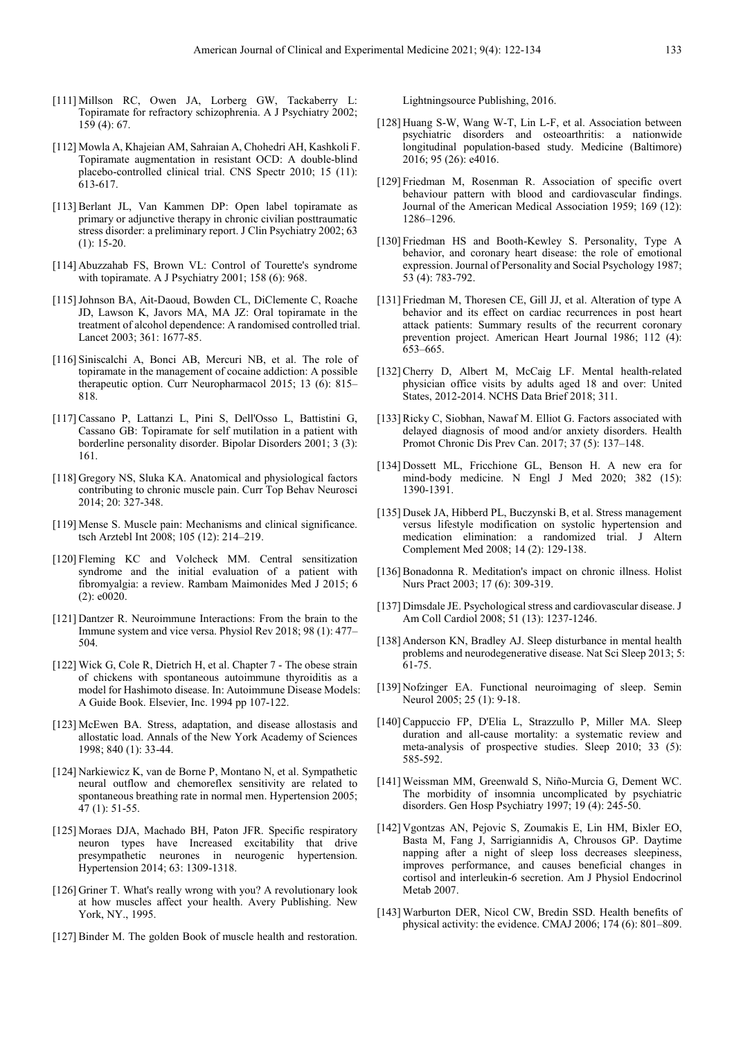[111] Millson RC, Owen JA, Lorberg GW, Tackaberry L: Topiramate for refractory schizophrenia. A J Psychiatry 2002; 159 (4): 67.

[112] Mowla A, Khajeian AM, Sahraian A, Chohedri AH, Kashkoli F. Topiramate augmentation in resistant OCD: A double-blind placebo-controlled clinical trial. CNS Spectr 2010; 15 (11): 613-617.

[113] Berlant JL, Van Kammen DP: Open label topiramate as primary or adjunctive therapy in chronic civilian posttraumatic stress disorder: a preliminary report. J Clin Psychiatry 2002; 63 (1): 15-20.

[114] Abuzzahab FS, Brown VL: Control of Tourette's syndrome with topiramate. A J Psychiatry 2001; 158 (6): 968.

[115] Johnson BA, Ait-Daoud, Bowden CL, DiClemente C, Roache JD, Lawson K, Javors MA, MA JZ: Oral topiramate in the treatment of alcohol dependence: A randomised controlled trial. Lancet 2003; 361: 1677-85.

[116] Siniscalchi A, Bonci AB, Mercuri NB, et al. The role of topiramate in the management of cocaine addiction: A possible therapeutic option. Curr Neuropharmacol 2015; 13 (6): 815–818.

[117] Cassano P, Lattanzi L, Pini S, Dell'Osso L, Battistini G, Cassano GB: Topiramate for self mutilation in a patient with borderline personality disorder. Bipolar Disorders 2001; 3 (3): 161.

[118] Gregory NS, Sluka KA. Anatomical and physiological factors contributing to chronic muscle pain. Curr Top Behav Neurosci 2014; 20: 327-348.

[119] Mense S. Muscle pain: Mechanisms and clinical significance. tsch Arztebl Int 2008; 105 (12): 214–219.

[120] Fleming KC and Volcheck MM. Central sensitization syndrome and the initial evaluation of a patient with fibromyalgia: a review. Rambam Maimonides Med J 2015; 6 (2): e0020.

[121] Dantzer R. Neuroimmune Interactions: From the brain to the Immune system and vice versa. Physiol Rev 2018; 98 (1): 477–504.

[122] Wick G, Cole R, Dietrich H, et al. Chapter 7 - The obese strain of chickens with spontaneous autoimmune thyroiditis as a model for Hashimoto disease. In: Autoimmune Disease Models: A Guide Book. Elsevier, Inc. 1994 pp 107-122.

[123] McEwen BA. Stress, adaptation, and disease allostasis and allostatic load. Annals of the New York Academy of Sciences 1998; 840 (1): 33-44.

[124] Narkiewicz K, van de Borne P, Montano N, et al. Sympathetic neural outflow and chemoreflex sensitivity are related to spontaneous breathing rate in normal men. Hypertension 2005; 47 (1): 51-55.

[125] Moraes DJA, Machado BH, Paton JFR. Specific respiratory neuron types have Increased excitability that drive presympathetic neurones in neurogenic hypertension. Hypertension 2014; 63: 1309-1318.

[126] Griner T. What's really wrong with you? A revolutionary look at how muscles affect your health. Avery Publishing. New York, NY., 1995.

[127] Binder M. The golden Book of muscle health and restoration. Lightningsource Publishing, 2016.

[128] Huang S-W, Wang W-T, Lin L-F, et al. Association between psychiatric disorders and osteoarthritis: a nationwide longitudinal population-based study. Medicine (Baltimore) 2016; 95 (26): e4016.

[129] Friedman M, Rosenman R. Association of specific overt behaviour pattern with blood and cardiovascular findings. Journal of the American Medical Association 1959; 169 (12): 1286–1296.

[130] Friedman HS and Booth-Kewley S. Personality, Type A behavior, and coronary heart disease: the role of emotional expression. Journal of Personality and Social Psychology 1987; 53 (4): 783-792.

[131] Friedman M, Thoresen CE, Gill JJ, et al. Alteration of type A behavior and its effect on cardiac recurrences in post heart attack patients: Summary results of the recurrent coronary prevention project. American Heart Journal 1986; 112 (4): 653–665.

[132] Cherry D, Albert M, McCaig LF. Mental health-related physician office visits by adults aged 18 and over: United States, 2012-2014. NCHS Data Brief 2018; 311.

[133] Ricky C, Siobhan, Nawaf M. Elliot G. Factors associated with delayed diagnosis of mood and/or anxiety disorders. Health Promot Chronic Dis Prev Can. 2017; 37 (5): 137–148.

[134] Dossett ML, Fricchione GL, Benson H. A new era for mind-body medicine. N Engl J Med 2020; 382 (15): 1390-1391.

[135] Dusek JA, Hibberd PL, Buczynski B, et al. Stress management versus lifestyle modification on systolic hypertension and medication elimination: a randomized trial. J Altern Complement Med 2008; 14 (2): 129-138.

[136] Bonadonna R. Meditation's impact on chronic illness. Holist Nurs Pract 2003; 17 (6): 309-319.

[137] Dimsdale JE. Psychological stress and cardiovascular disease. J Am Coll Cardiol 2008; 51 (13): 1237-1246.

[138] Anderson KN, Bradley AJ. Sleep disturbance in mental health problems and neurodegenerative disease. Nat Sci Sleep 2013; 5: 61-75.

[139] Nofzinger EA. Functional neuroimaging of sleep. Semin Neurol 2005; 25 (1): 9-18.

[140] Cappuccio FP, D'Elia L, Strazzullo P, Miller MA. Sleep duration and all-cause mortality: a systematic review and meta-analysis of prospective studies. Sleep 2010; 33 (5): 585-592.

[141] Weissman MM, Greenwald S, Niño-Murcia G, Dement WC. The morbidity of insomnia uncomplicated by psychiatric disorders. Gen Hosp Psychiatry 1997; 19 (4): 245-50.

[142] Vgontzas AN, Pejovic S, Zoumakis E, Lin HM, Bixler EO, Basta M, Fang J, Sarrigiannidis A, Chrousos GP. Daytime napping after a night of sleep loss decreases sleepiness, improves performance, and causes beneficial changes in cortisol and interleukin-6 secretion. Am J Physiol Endocrinol Metab 2007.

[143] Warburton DER, Nicol CW, Bredin SSD. Health benefits of physical activity: the evidence. CMAJ 2006; 174 (6): 801–809.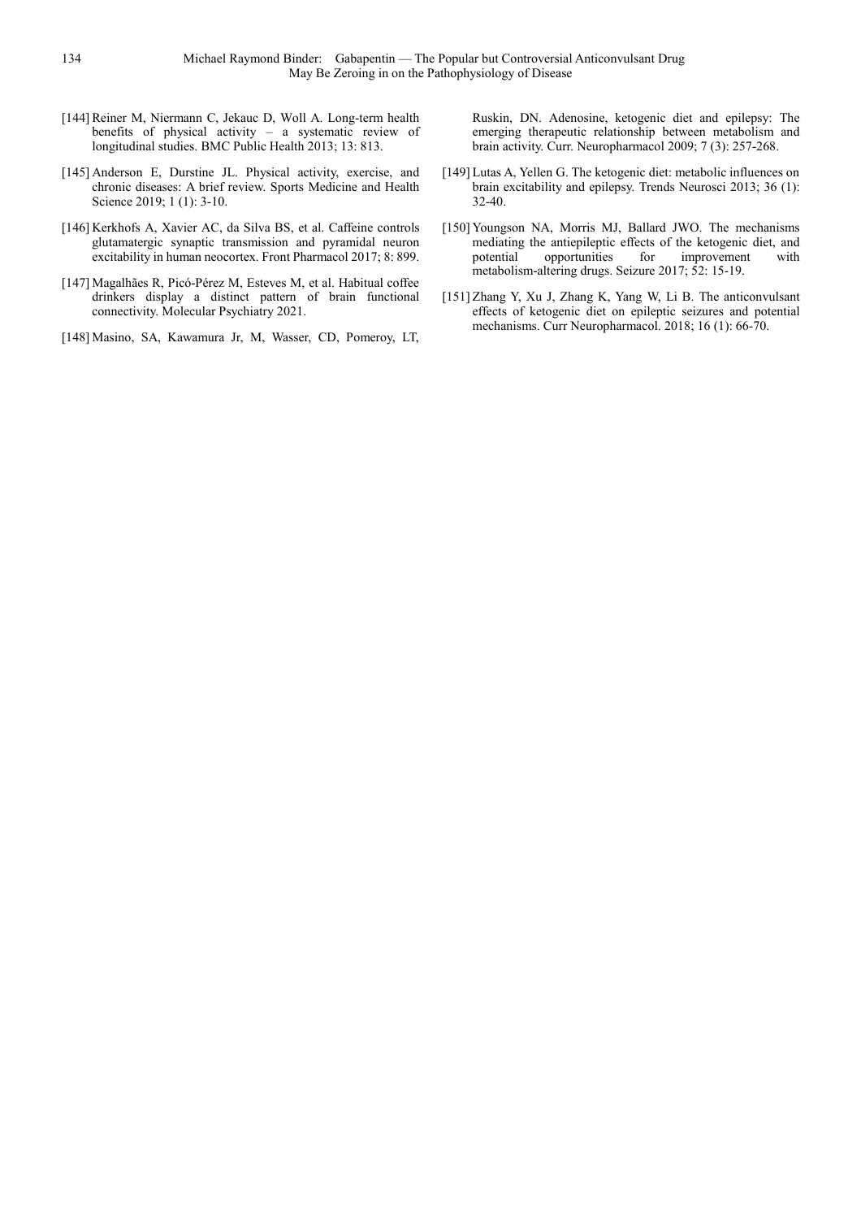[144] Reiner M, Niermann C, Jekauc D, Woll A. Long-term health benefits of physical activity – a systematic review of longitudinal studies. BMC Public Health 2013; 13: 813.

[145] Anderson E, Durstine JL. Physical activity, exercise, and chronic diseases: A brief review. Sports Medicine and Health Science 2019; 1 (1): 3-10.

[146] Kerkhofs A, Xavier AC, da Silva BS, et al. Caffeine controls glutamatergic synaptic transmission and pyramidal neuron excitability in human neocortex. Front Pharmacol 2017; 8: 899.

[147] Magalhães R, Picó-Pérez M, Esteves M, et al. Habitual coffee drinkers display a distinct pattern of brain functional connectivity. Molecular Psychiatry 2021.

[148] Masino, SA, Kawamura Jr, M, Wasser, CD, Pomeroy, LT, Ruskin, DN. Adenosine, ketogenic diet and epilepsy: The emerging therapeutic relationship between metabolism and brain activity. Curr. Neuropharmacol 2009; 7 (3): 257-268.

[149] Lutas A, Yellen G. The ketogenic diet: metabolic influences on brain excitability and epilepsy. Trends Neurosci 2013; 36 (1): 32-40.

[150] Youngson NA, Morris MJ, Ballard JWO. The mechanisms mediating the antiepileptic effects of the ketogenic diet, and potential opportunities for improvement with metabolism-altering drugs. Seizure 2017; 52: 15-19.

[151] Zhang Y, Xu J, Zhang K, Yang W, Li B. The anticonvulsant effects of ketogenic diet on epileptic seizures and potential mechanisms. Curr Neuropharmacol. 2018; 16 (1): 66-70.